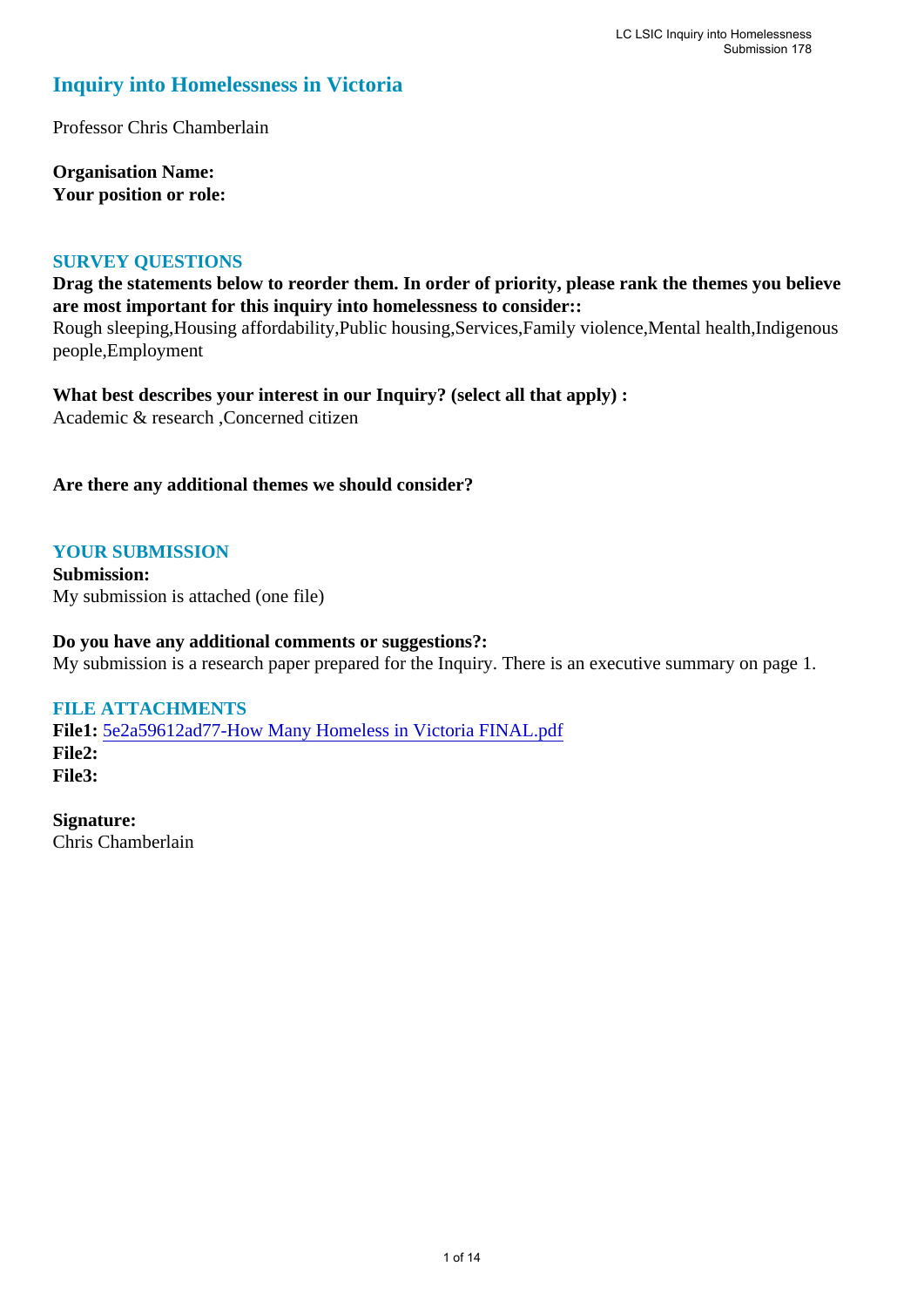# Inquiry into Homelessness in Victoria

Professor Chris Chamberlain

**Organisation Name:**
**Your position or role:**

## SURVEY QUESTIONS

**Drag the statements below to reorder them. In order of priority, please rank the themes you believe are most important for this inquiry into homelessness to consider::**
Rough sleeping,Housing affordability,Public housing,Services,Family violence,Mental health,Indigenous people,Employment

**What best describes your interest in our Inquiry? (select all that apply) :**
Academic & research ,Concerned citizen

**Are there any additional themes we should consider?**

## YOUR SUBMISSION

**Submission:**
My submission is attached (one file)

**Do you have any additional comments or suggestions?:**
My submission is a research paper prepared for the Inquiry. There is an executive summary on page 1.

## FILE ATTACHMENTS

**File1:** 5e2a59612ad77-How Many Homeless in Victoria FINAL.pdf
**File2:**
**File3:**

**Signature:**
Chris Chamberlain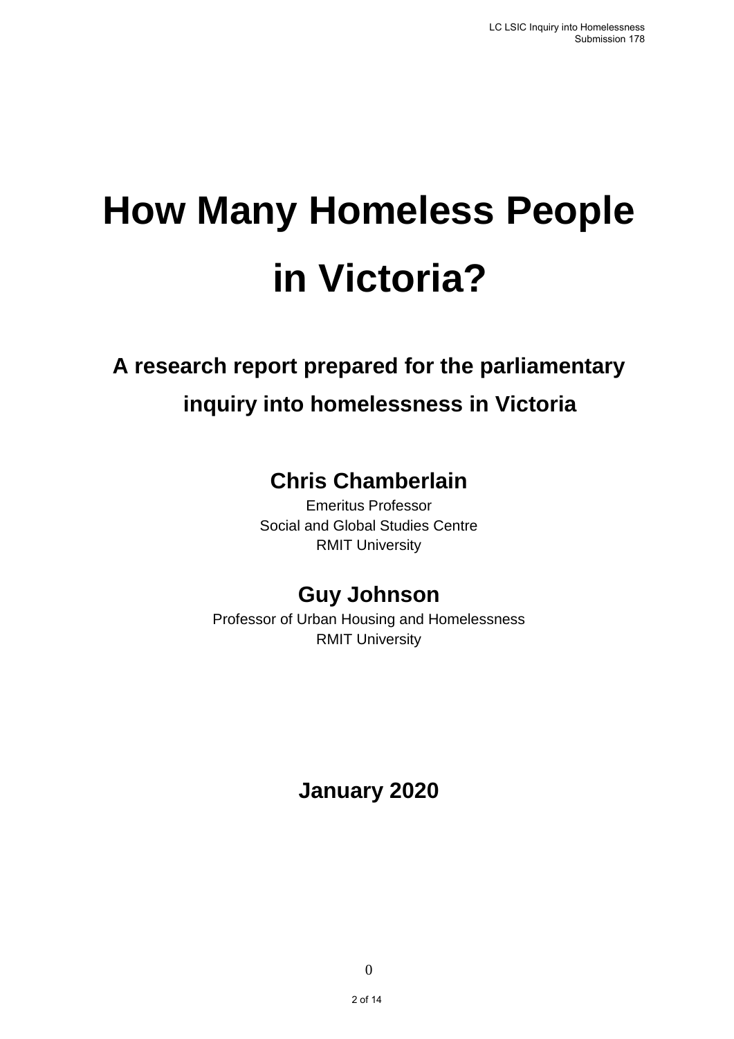# How Many Homeless People in Victoria?

## A research report prepared for the parliamentary inquiry into homelessness in Victoria

**Chris Chamberlain**
Emeritus Professor
Social and Global Studies Centre
RMIT University

**Guy Johnson**
Professor of Urban Housing and Homelessness
RMIT University

**January 2020**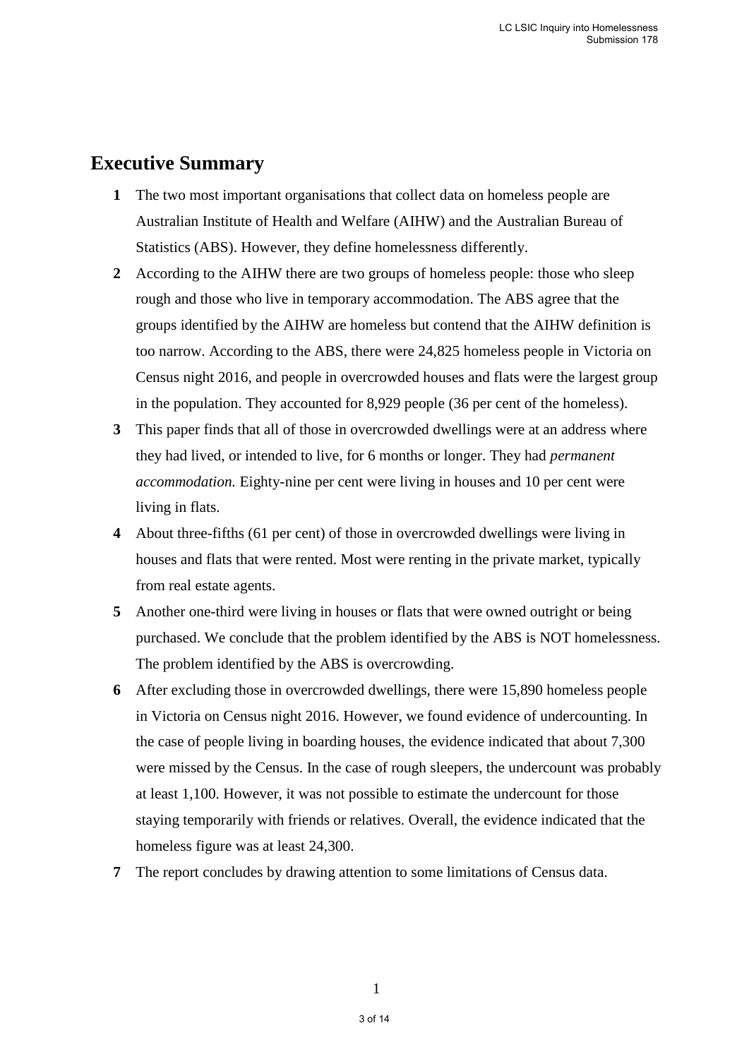## Executive Summary

1. The two most important organisations that collect data on homeless people are Australian Institute of Health and Welfare (AIHW) and the Australian Bureau of Statistics (ABS). However, they define homelessness differently.
2. According to the AIHW there are two groups of homeless people: those who sleep rough and those who live in temporary accommodation. The ABS agree that the groups identified by the AIHW are homeless but contend that the AIHW definition is too narrow. According to the ABS, there were 24,825 homeless people in Victoria on Census night 2016, and people in overcrowded houses and flats were the largest group in the population. They accounted for 8,929 people (36 per cent of the homeless).
3. This paper finds that all of those in overcrowded dwellings were at an address where they had lived, or intended to live, for 6 months or longer. They had *permanent accommodation.* Eighty-nine per cent were living in houses and 10 per cent were living in flats.
4. About three-fifths (61 per cent) of those in overcrowded dwellings were living in houses and flats that were rented. Most were renting in the private market, typically from real estate agents.
5. Another one-third were living in houses or flats that were owned outright or being purchased. We conclude that the problem identified by the ABS is NOT homelessness. The problem identified by the ABS is overcrowding.
6. After excluding those in overcrowded dwellings, there were 15,890 homeless people in Victoria on Census night 2016. However, we found evidence of undercounting. In the case of people living in boarding houses, the evidence indicated that about 7,300 were missed by the Census. In the case of rough sleepers, the undercount was probably at least 1,100. However, it was not possible to estimate the undercount for those staying temporarily with friends or relatives. Overall, the evidence indicated that the homeless figure was at least 24,300.
7. The report concludes by drawing attention to some limitations of Census data.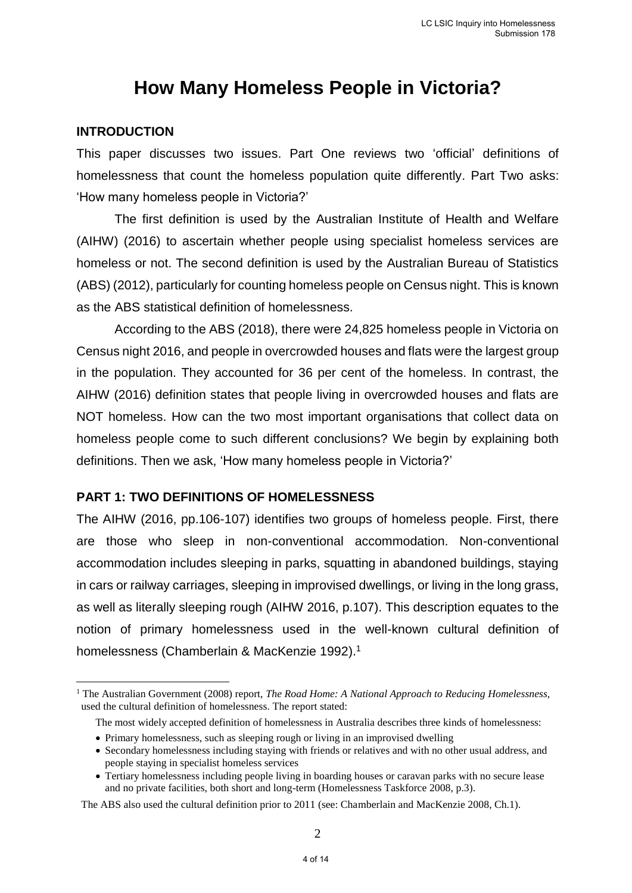# How Many Homeless People in Victoria?

## INTRODUCTION

This paper discusses two issues. Part One reviews two 'official' definitions of homelessness that count the homeless population quite differently. Part Two asks: 'How many homeless people in Victoria?'

The first definition is used by the Australian Institute of Health and Welfare (AIHW) (2016) to ascertain whether people using specialist homeless services are homeless or not. The second definition is used by the Australian Bureau of Statistics (ABS) (2012), particularly for counting homeless people on Census night. This is known as the ABS statistical definition of homelessness.

According to the ABS (2018), there were 24,825 homeless people in Victoria on Census night 2016, and people in overcrowded houses and flats were the largest group in the population. They accounted for 36 per cent of the homeless. In contrast, the AIHW (2016) definition states that people living in overcrowded houses and flats are NOT homeless. How can the two most important organisations that collect data on homeless people come to such different conclusions? We begin by explaining both definitions. Then we ask, 'How many homeless people in Victoria?'

## PART 1: TWO DEFINITIONS OF HOMELESSNESS

The AIHW (2016, pp.106-107) identifies two groups of homeless people. First, there are those who sleep in non-conventional accommodation. Non-conventional accommodation includes sleeping in parks, squatting in abandoned buildings, staying in cars or railway carriages, sleeping in improvised dwellings, or living in the long grass, as well as literally sleeping rough (AIHW 2016, p.107). This description equates to the notion of primary homelessness used in the well-known cultural definition of homelessness (Chamberlain & MacKenzie 1992).[1]

---

[1] The Australian Government (2008) report, *The Road Home: A National Approach to Reducing Homelessness,* used the cultural definition of homelessness. The report stated:

> The most widely accepted definition of homelessness in Australia describes three kinds of homelessness:
>
> - Primary homelessness, such as sleeping rough or living in an improvised dwelling
> - Secondary homelessness including staying with friends or relatives and with no other usual address, and people staying in specialist homeless services
> - Tertiary homelessness including people living in boarding houses or caravan parks with no secure lease and no private facilities, both short and long-term (Homelessness Taskforce 2008, p.3).

The ABS also used the cultural definition prior to 2011 (see: Chamberlain and MacKenzie 2008, Ch.1).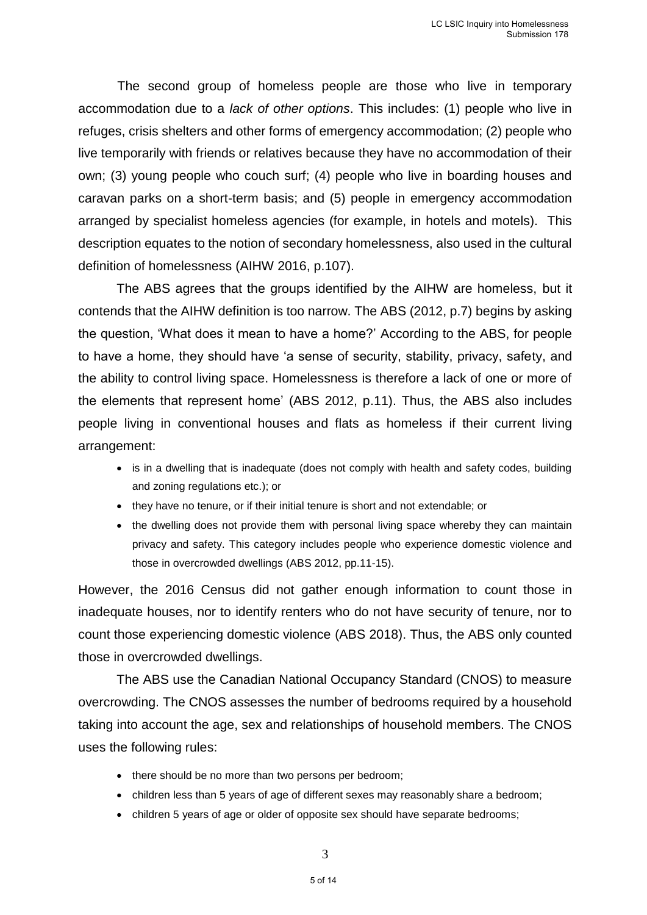The second group of homeless people are those who live in temporary accommodation due to a *lack of other options*. This includes: (1) people who live in refuges, crisis shelters and other forms of emergency accommodation; (2) people who live temporarily with friends or relatives because they have no accommodation of their own; (3) young people who couch surf; (4) people who live in boarding houses and caravan parks on a short-term basis; and (5) people in emergency accommodation arranged by specialist homeless agencies (for example, in hotels and motels). This description equates to the notion of secondary homelessness, also used in the cultural definition of homelessness (AIHW 2016, p.107).

The ABS agrees that the groups identified by the AIHW are homeless, but it contends that the AIHW definition is too narrow. The ABS (2012, p.7) begins by asking the question, 'What does it mean to have a home?' According to the ABS, for people to have a home, they should have 'a sense of security, stability, privacy, safety, and the ability to control living space. Homelessness is therefore a lack of one or more of the elements that represent home' (ABS 2012, p.11). Thus, the ABS also includes people living in conventional houses and flats as homeless if their current living arrangement:

- is in a dwelling that is inadequate (does not comply with health and safety codes, building and zoning regulations etc.); or
- they have no tenure, or if their initial tenure is short and not extendable; or
- the dwelling does not provide them with personal living space whereby they can maintain privacy and safety. This category includes people who experience domestic violence and those in overcrowded dwellings (ABS 2012, pp.11-15).

However, the 2016 Census did not gather enough information to count those in inadequate houses, nor to identify renters who do not have security of tenure, nor to count those experiencing domestic violence (ABS 2018). Thus, the ABS only counted those in overcrowded dwellings.

The ABS use the Canadian National Occupancy Standard (CNOS) to measure overcrowding. The CNOS assesses the number of bedrooms required by a household taking into account the age, sex and relationships of household members. The CNOS uses the following rules:

- there should be no more than two persons per bedroom;
- children less than 5 years of age of different sexes may reasonably share a bedroom;
- children 5 years of age or older of opposite sex should have separate bedrooms;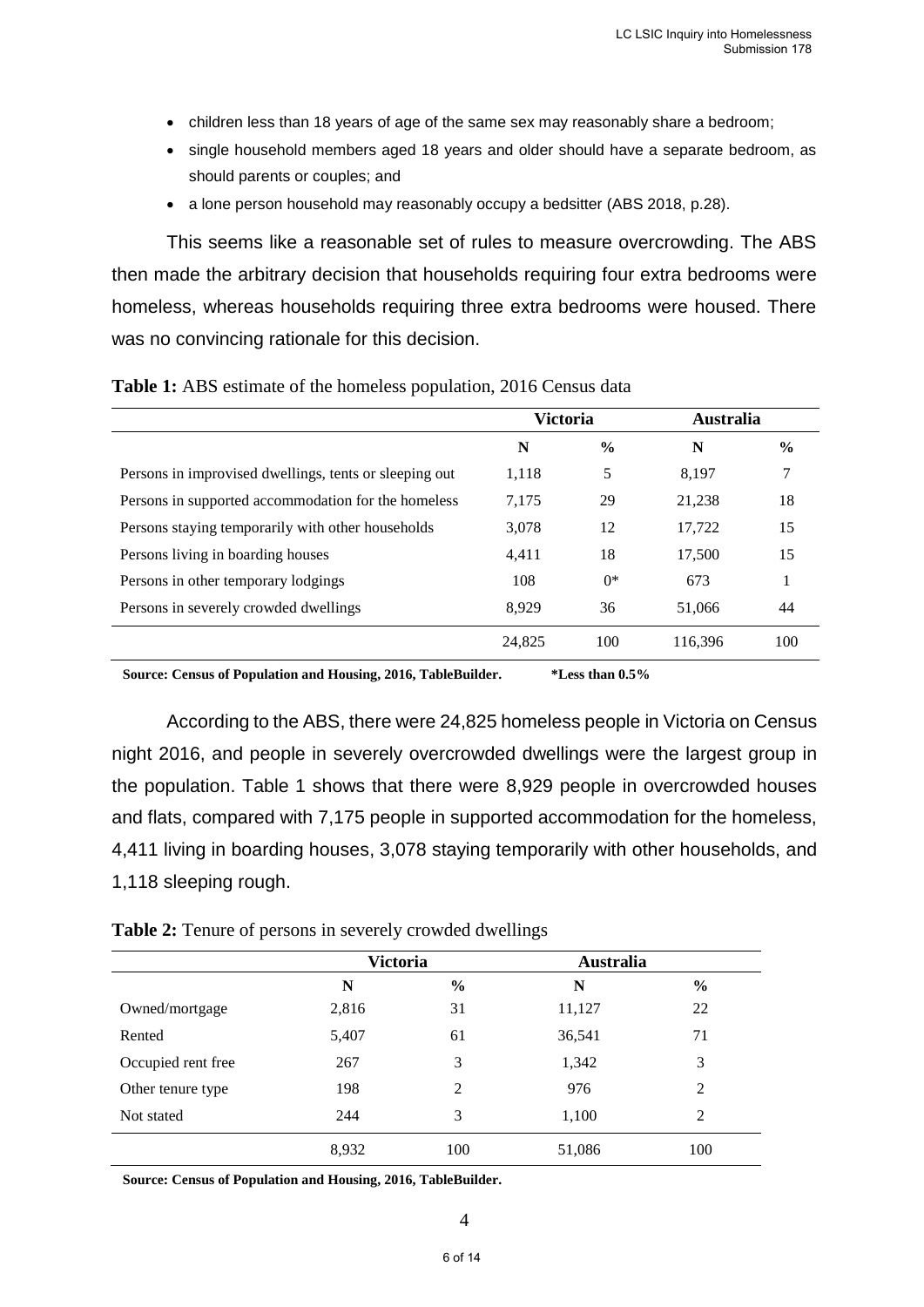- children less than 18 years of age of the same sex may reasonably share a bedroom;
- single household members aged 18 years and older should have a separate bedroom, as should parents or couples; and
- a lone person household may reasonably occupy a bedsitter (ABS 2018, p.28).

This seems like a reasonable set of rules to measure overcrowding. The ABS then made the arbitrary decision that households requiring four extra bedrooms were homeless, whereas households requiring three extra bedrooms were housed. There was no convincing rationale for this decision.

**Table 1:** ABS estimate of the homeless population, 2016 Census data

| | Victoria | | Australia | |
|---|---|---|---|---|
| | **N** | **%** | **N** | **%** |
| Persons in improvised dwellings, tents or sleeping out | 1,118 | 5 | 8,197 | 7 |
| Persons in supported accommodation for the homeless | 7,175 | 29 | 21,238 | 18 |
| Persons staying temporarily with other households | 3,078 | 12 | 17,722 | 15 |
| Persons living in boarding houses | 4,411 | 18 | 17,500 | 15 |
| Persons in other temporary lodgings | 108 | 0* | 673 | 1 |
| Persons in severely crowded dwellings | 8,929 | 36 | 51,066 | 44 |
| | 24,825 | 100 | 116,396 | 100 |

**Source: Census of Population and Housing, 2016, TableBuilder.** **\*Less than 0.5%**

According to the ABS, there were 24,825 homeless people in Victoria on Census night 2016, and people in severely overcrowded dwellings were the largest group in the population. Table 1 shows that there were 8,929 people in overcrowded houses and flats, compared with 7,175 people in supported accommodation for the homeless, 4,411 living in boarding houses, 3,078 staying temporarily with other households, and 1,118 sleeping rough.

**Table 2:** Tenure of persons in severely crowded dwellings

| | Victoria | | Australia | |
|---|---|---|---|---|
| | **N** | **%** | **N** | **%** |
| Owned/mortgage | 2,816 | 31 | 11,127 | 22 |
| Rented | 5,407 | 61 | 36,541 | 71 |
| Occupied rent free | 267 | 3 | 1,342 | 3 |
| Other tenure type | 198 | 2 | 976 | 2 |
| Not stated | 244 | 3 | 1,100 | 2 |
| | 8,932 | 100 | 51,086 | 100 |

**Source: Census of Population and Housing, 2016, TableBuilder.**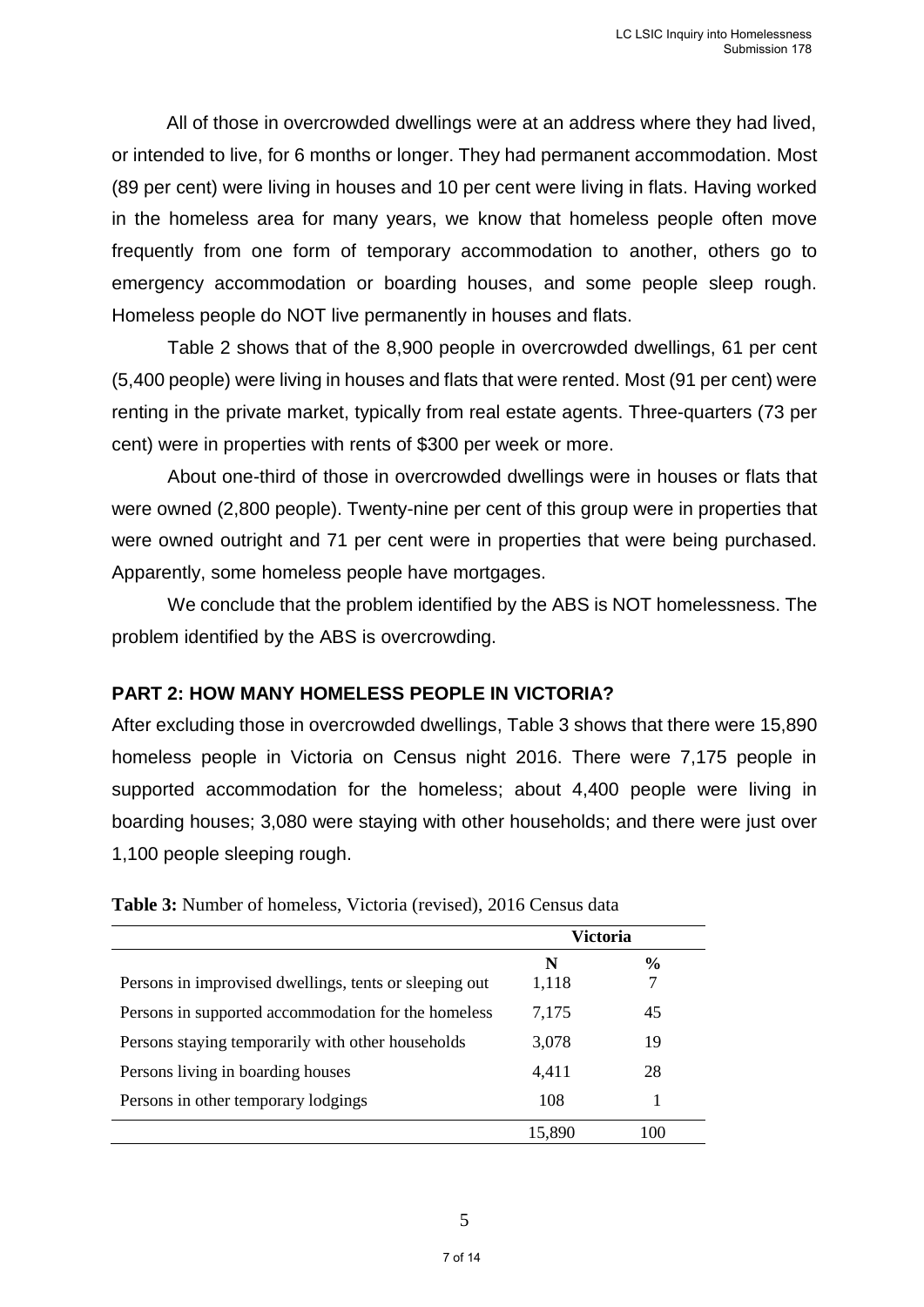All of those in overcrowded dwellings were at an address where they had lived, or intended to live, for 6 months or longer. They had permanent accommodation. Most (89 per cent) were living in houses and 10 per cent were living in flats. Having worked in the homeless area for many years, we know that homeless people often move frequently from one form of temporary accommodation to another, others go to emergency accommodation or boarding houses, and some people sleep rough. Homeless people do NOT live permanently in houses and flats.

Table 2 shows that of the 8,900 people in overcrowded dwellings, 61 per cent (5,400 people) were living in houses and flats that were rented. Most (91 per cent) were renting in the private market, typically from real estate agents. Three-quarters (73 per cent) were in properties with rents of $300 per week or more.

About one-third of those in overcrowded dwellings were in houses or flats that were owned (2,800 people). Twenty-nine per cent of this group were in properties that were owned outright and 71 per cent were in properties that were being purchased. Apparently, some homeless people have mortgages.

We conclude that the problem identified by the ABS is NOT homelessness. The problem identified by the ABS is overcrowding.

## PART 2: HOW MANY HOMELESS PEOPLE IN VICTORIA?

After excluding those in overcrowded dwellings, Table 3 shows that there were 15,890 homeless people in Victoria on Census night 2016. There were 7,175 people in supported accommodation for the homeless; about 4,400 people were living in boarding houses; 3,080 were staying with other households; and there were just over 1,100 people sleeping rough.

**Table 3:** Number of homeless, Victoria (revised), 2016 Census data

| | Victoria | |
|---|---|---|
| | N | % |
| Persons in improvised dwellings, tents or sleeping out | 1,118 | 7 |
| Persons in supported accommodation for the homeless | 7,175 | 45 |
| Persons staying temporarily with other households | 3,078 | 19 |
| Persons living in boarding houses | 4,411 | 28 |
| Persons in other temporary lodgings | 108 | 1 |
| | 15,890 | 100 |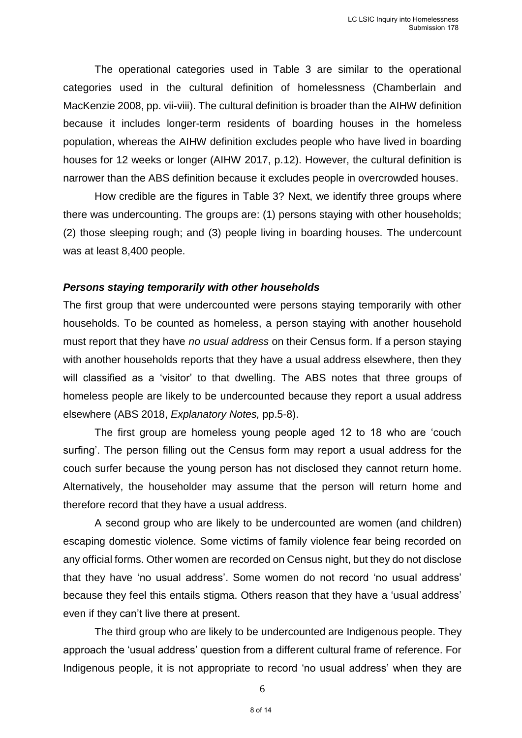The operational categories used in Table 3 are similar to the operational categories used in the cultural definition of homelessness (Chamberlain and MacKenzie 2008, pp. vii-viii). The cultural definition is broader than the AIHW definition because it includes longer-term residents of boarding houses in the homeless population, whereas the AIHW definition excludes people who have lived in boarding houses for 12 weeks or longer (AIHW 2017, p.12). However, the cultural definition is narrower than the ABS definition because it excludes people in overcrowded houses.

How credible are the figures in Table 3? Next, we identify three groups where there was undercounting. The groups are: (1) persons staying with other households; (2) those sleeping rough; and (3) people living in boarding houses. The undercount was at least 8,400 people.

### *Persons staying temporarily with other households*

The first group that were undercounted were persons staying temporarily with other households. To be counted as homeless, a person staying with another household must report that they have *no usual address* on their Census form. If a person staying with another households reports that they have a usual address elsewhere, then they will classified as a 'visitor' to that dwelling. The ABS notes that three groups of homeless people are likely to be undercounted because they report a usual address elsewhere (ABS 2018, *Explanatory Notes,* pp.5-8).

The first group are homeless young people aged 12 to 18 who are 'couch surfing'. The person filling out the Census form may report a usual address for the couch surfer because the young person has not disclosed they cannot return home. Alternatively, the householder may assume that the person will return home and therefore record that they have a usual address.

A second group who are likely to be undercounted are women (and children) escaping domestic violence. Some victims of family violence fear being recorded on any official forms. Other women are recorded on Census night, but they do not disclose that they have 'no usual address'. Some women do not record 'no usual address' because they feel this entails stigma. Others reason that they have a 'usual address' even if they can't live there at present.

The third group who are likely to be undercounted are Indigenous people. They approach the 'usual address' question from a different cultural frame of reference. For Indigenous people, it is not appropriate to record 'no usual address' when they are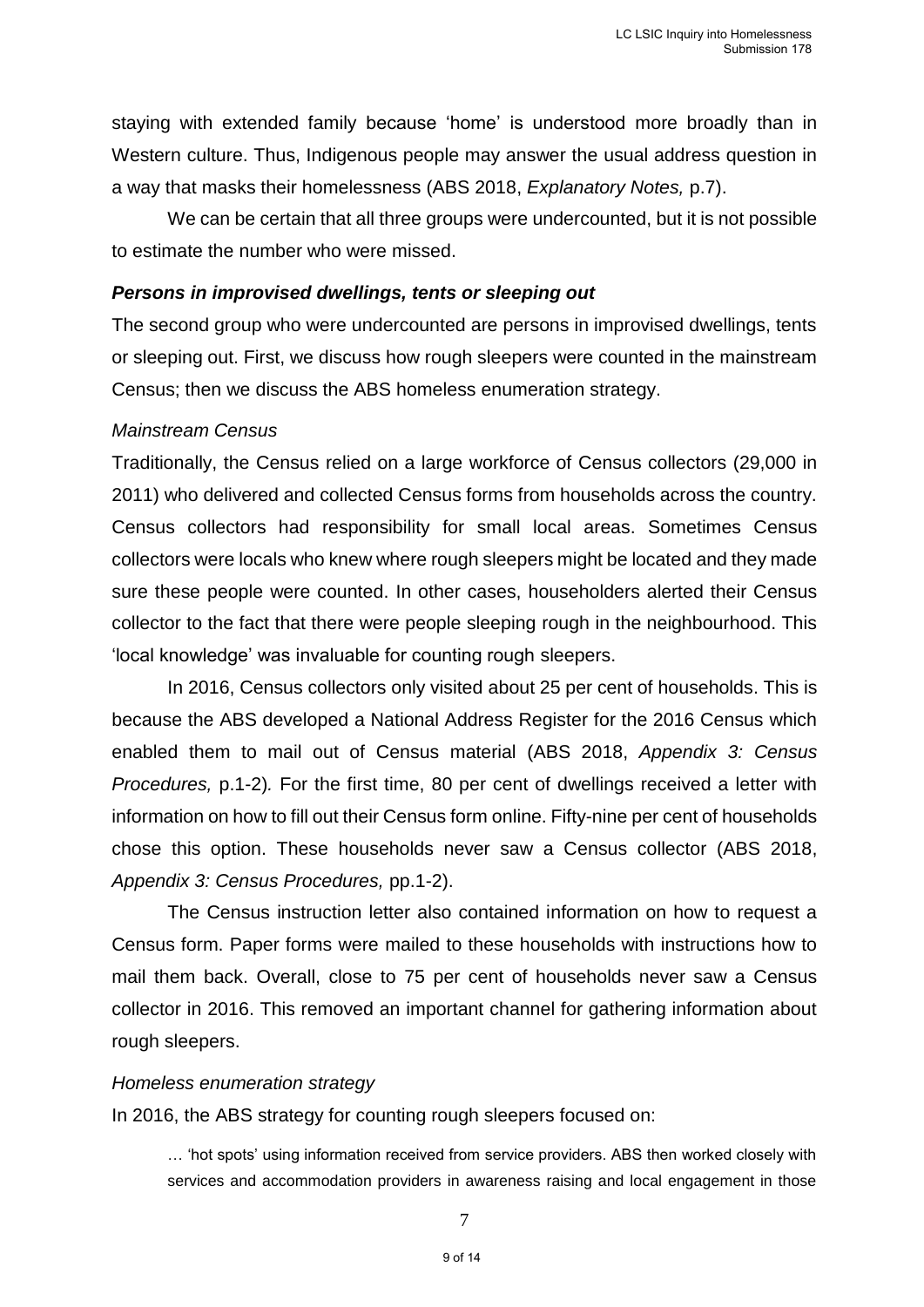staying with extended family because 'home' is understood more broadly than in Western culture. Thus, Indigenous people may answer the usual address question in a way that masks their homelessness (ABS 2018, *Explanatory Notes,* p.7).

We can be certain that all three groups were undercounted, but it is not possible to estimate the number who were missed.

### *Persons in improvised dwellings, tents or sleeping out*

The second group who were undercounted are persons in improvised dwellings, tents or sleeping out. First, we discuss how rough sleepers were counted in the mainstream Census; then we discuss the ABS homeless enumeration strategy.

#### *Mainstream Census*

Traditionally, the Census relied on a large workforce of Census collectors (29,000 in 2011) who delivered and collected Census forms from households across the country. Census collectors had responsibility for small local areas. Sometimes Census collectors were locals who knew where rough sleepers might be located and they made sure these people were counted. In other cases, householders alerted their Census collector to the fact that there were people sleeping rough in the neighbourhood. This 'local knowledge' was invaluable for counting rough sleepers.

In 2016, Census collectors only visited about 25 per cent of households. This is because the ABS developed a National Address Register for the 2016 Census which enabled them to mail out of Census material (ABS 2018, *Appendix 3: Census Procedures,* p.1-2)*.* For the first time, 80 per cent of dwellings received a letter with information on how to fill out their Census form online. Fifty-nine per cent of households chose this option. These households never saw a Census collector (ABS 2018, *Appendix 3: Census Procedures,* pp.1-2).

The Census instruction letter also contained information on how to request a Census form. Paper forms were mailed to these households with instructions how to mail them back. Overall, close to 75 per cent of households never saw a Census collector in 2016. This removed an important channel for gathering information about rough sleepers.

#### *Homeless enumeration strategy*

In 2016, the ABS strategy for counting rough sleepers focused on:

> … 'hot spots' using information received from service providers. ABS then worked closely with services and accommodation providers in awareness raising and local engagement in those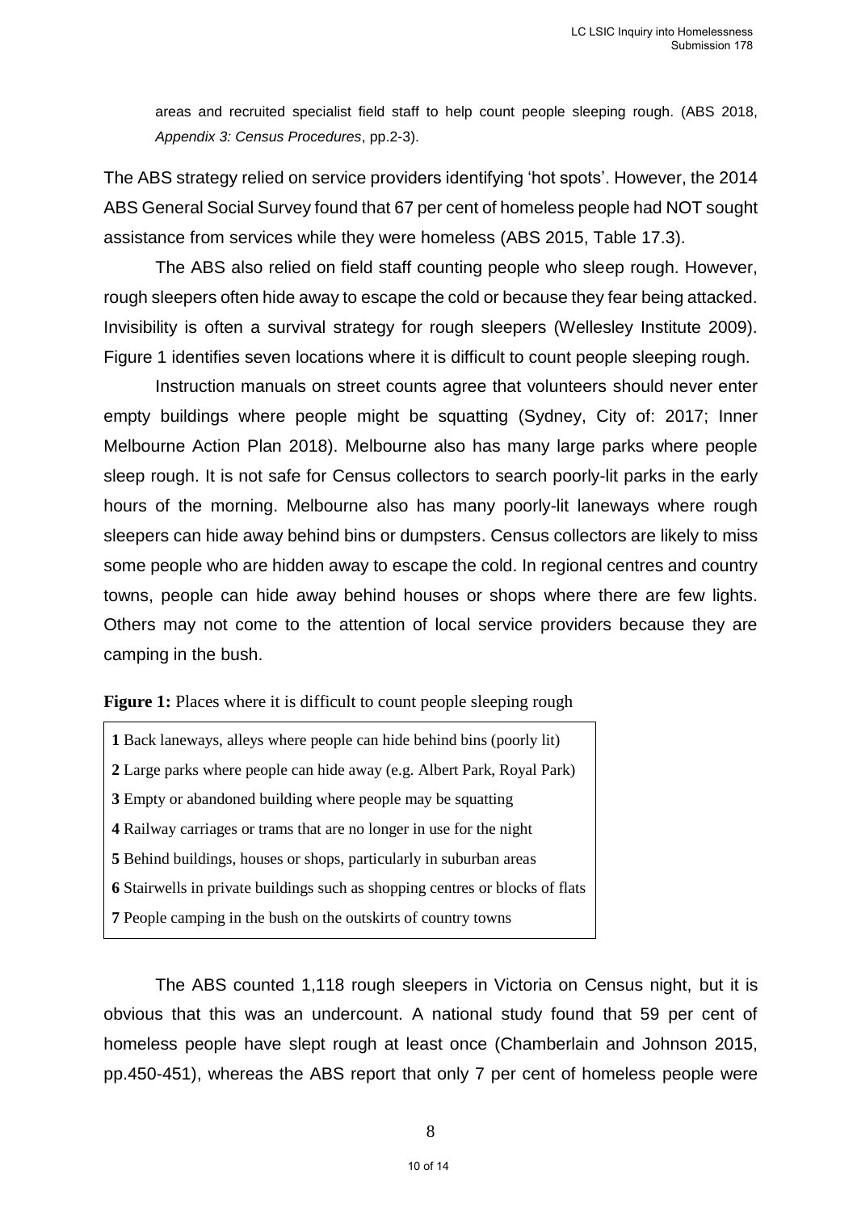> areas and recruited specialist field staff to help count people sleeping rough. (ABS 2018, *Appendix 3: Census Procedures*, pp.2-3).

The ABS strategy relied on service providers identifying 'hot spots'. However, the 2014 ABS General Social Survey found that 67 per cent of homeless people had NOT sought assistance from services while they were homeless (ABS 2015, Table 17.3).

The ABS also relied on field staff counting people who sleep rough. However, rough sleepers often hide away to escape the cold or because they fear being attacked. Invisibility is often a survival strategy for rough sleepers (Wellesley Institute 2009). Figure 1 identifies seven locations where it is difficult to count people sleeping rough.

Instruction manuals on street counts agree that volunteers should never enter empty buildings where people might be squatting (Sydney, City of: 2017; Inner Melbourne Action Plan 2018). Melbourne also has many large parks where people sleep rough. It is not safe for Census collectors to search poorly-lit parks in the early hours of the morning. Melbourne also has many poorly-lit laneways where rough sleepers can hide away behind bins or dumpsters. Census collectors are likely to miss some people who are hidden away to escape the cold. In regional centres and country towns, people can hide away behind houses or shops where there are few lights. Others may not come to the attention of local service providers because they are camping in the bush.

**Figure 1:** Places where it is difficult to count people sleeping rough

**1** Back laneways, alleys where people can hide behind bins (poorly lit)
**2** Large parks where people can hide away (e.g. Albert Park, Royal Park)
**3** Empty or abandoned building where people may be squatting
**4** Railway carriages or trams that are no longer in use for the night
**5** Behind buildings, houses or shops, particularly in suburban areas
**6** Stairwells in private buildings such as shopping centres or blocks of flats
**7** People camping in the bush on the outskirts of country towns

The ABS counted 1,118 rough sleepers in Victoria on Census night, but it is obvious that this was an undercount. A national study found that 59 per cent of homeless people have slept rough at least once (Chamberlain and Johnson 2015, pp.450-451), whereas the ABS report that only 7 per cent of homeless people were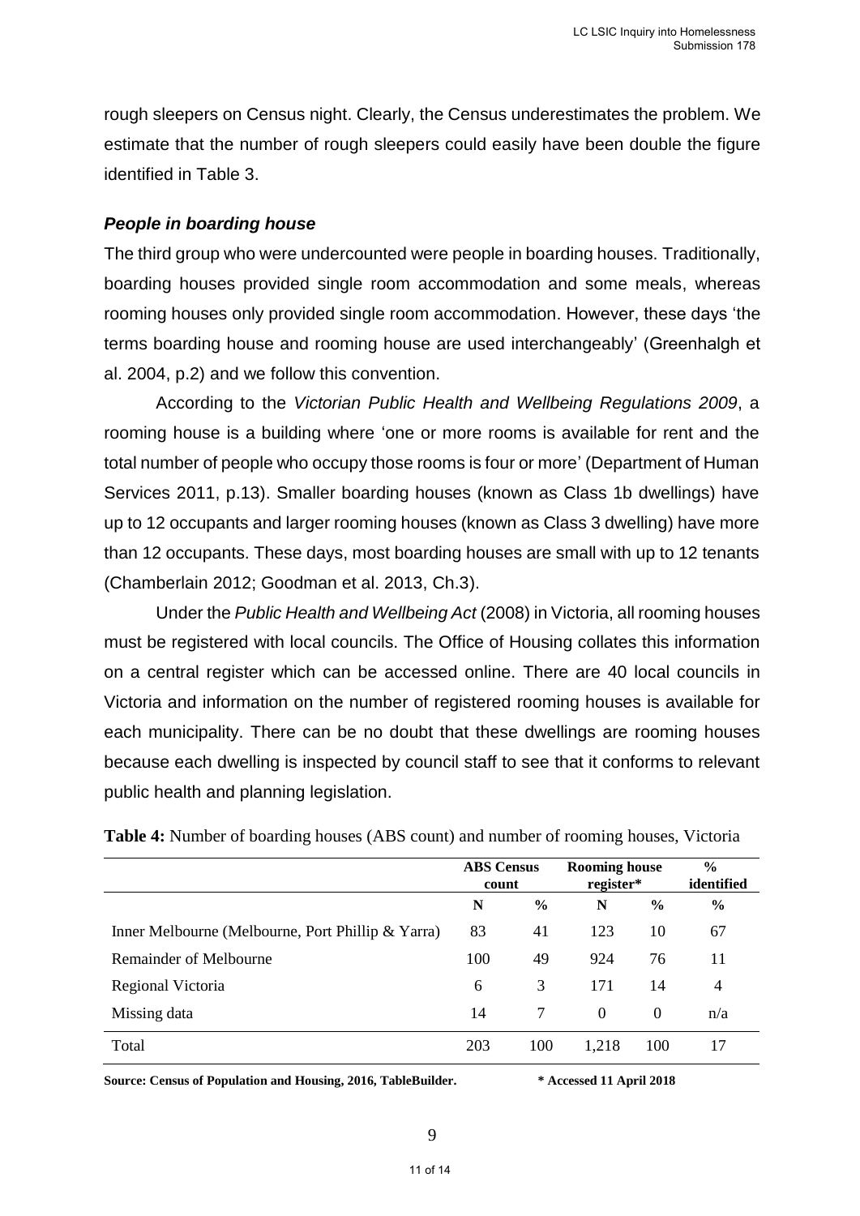rough sleepers on Census night. Clearly, the Census underestimates the problem. We estimate that the number of rough sleepers could easily have been double the figure identified in Table 3.

### *People in boarding house*

The third group who were undercounted were people in boarding houses. Traditionally, boarding houses provided single room accommodation and some meals, whereas rooming houses only provided single room accommodation. However, these days 'the terms boarding house and rooming house are used interchangeably' (Greenhalgh et al. 2004, p.2) and we follow this convention.

According to the *Victorian Public Health and Wellbeing Regulations 2009*, a rooming house is a building where 'one or more rooms is available for rent and the total number of people who occupy those rooms is four or more' (Department of Human Services 2011, p.13). Smaller boarding houses (known as Class 1b dwellings) have up to 12 occupants and larger rooming houses (known as Class 3 dwelling) have more than 12 occupants. These days, most boarding houses are small with up to 12 tenants (Chamberlain 2012; Goodman et al. 2013, Ch.3).

Under the *Public Health and Wellbeing Act* (2008) in Victoria, all rooming houses must be registered with local councils. The Office of Housing collates this information on a central register which can be accessed online. There are 40 local councils in Victoria and information on the number of registered rooming houses is available for each municipality. There can be no doubt that these dwellings are rooming houses because each dwelling is inspected by council staff to see that it conforms to relevant public health and planning legislation.

**Table 4:** Number of boarding houses (ABS count) and number of rooming houses, Victoria

| | **ABS Census count** | | **Rooming house register*** | | **% identified** |
|---|---|---|---|---|---|
| | **N** | **%** | **N** | **%** | **%** |
| Inner Melbourne (Melbourne, Port Phillip & Yarra) | 83 | 41 | 123 | 10 | 67 |
| Remainder of Melbourne | 100 | 49 | 924 | 76 | 11 |
| Regional Victoria | 6 | 3 | 171 | 14 | 4 |
| Missing data | 14 | 7 | 0 | 0 | n/a |
| Total | 203 | 100 | 1,218 | 100 | 17 |

**Source: Census of Population and Housing, 2016, TableBuilder.** **\* Accessed 11 April 2018**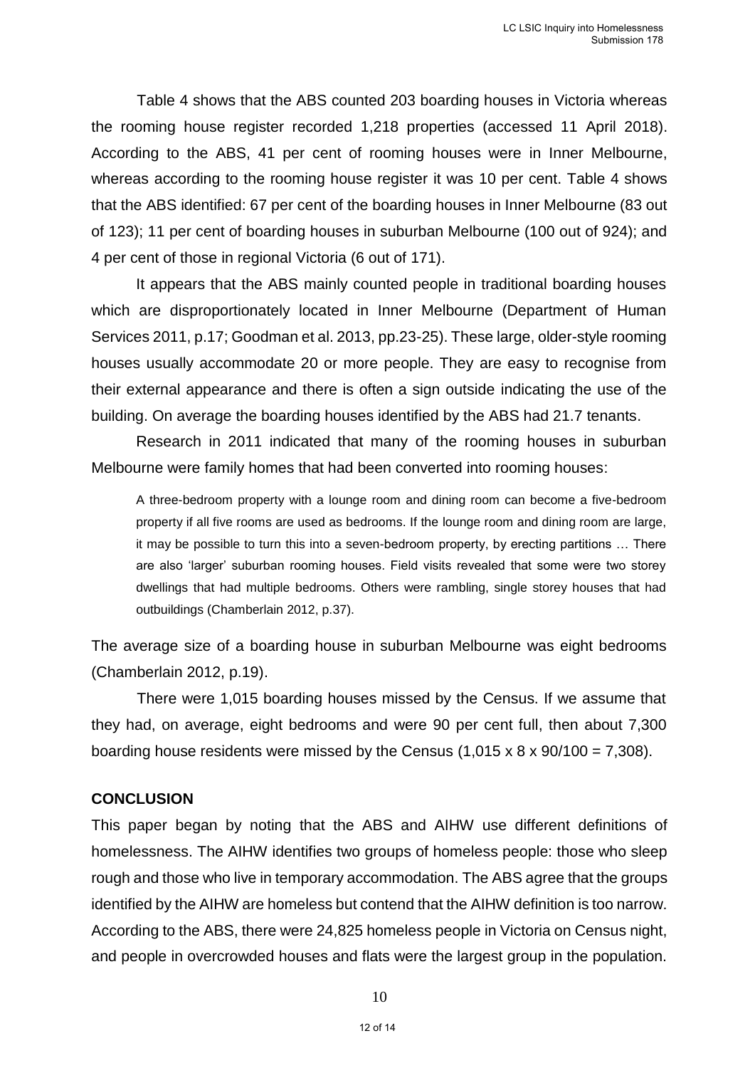Table 4 shows that the ABS counted 203 boarding houses in Victoria whereas the rooming house register recorded 1,218 properties (accessed 11 April 2018). According to the ABS, 41 per cent of rooming houses were in Inner Melbourne, whereas according to the rooming house register it was 10 per cent. Table 4 shows that the ABS identified: 67 per cent of the boarding houses in Inner Melbourne (83 out of 123); 11 per cent of boarding houses in suburban Melbourne (100 out of 924); and 4 per cent of those in regional Victoria (6 out of 171).

It appears that the ABS mainly counted people in traditional boarding houses which are disproportionately located in Inner Melbourne (Department of Human Services 2011, p.17; Goodman et al. 2013, pp.23-25). These large, older-style rooming houses usually accommodate 20 or more people. They are easy to recognise from their external appearance and there is often a sign outside indicating the use of the building. On average the boarding houses identified by the ABS had 21.7 tenants.

Research in 2011 indicated that many of the rooming houses in suburban Melbourne were family homes that had been converted into rooming houses:

> A three-bedroom property with a lounge room and dining room can become a five-bedroom property if all five rooms are used as bedrooms. If the lounge room and dining room are large, it may be possible to turn this into a seven-bedroom property, by erecting partitions … There are also 'larger' suburban rooming houses. Field visits revealed that some were two storey dwellings that had multiple bedrooms. Others were rambling, single storey houses that had outbuildings (Chamberlain 2012, p.37).

The average size of a boarding house in suburban Melbourne was eight bedrooms (Chamberlain 2012, p.19).

There were 1,015 boarding houses missed by the Census. If we assume that they had, on average, eight bedrooms and were 90 per cent full, then about 7,300 boarding house residents were missed by the Census (1,015 x 8 x 90/100 = 7,308).

## CONCLUSION

This paper began by noting that the ABS and AIHW use different definitions of homelessness. The AIHW identifies two groups of homeless people: those who sleep rough and those who live in temporary accommodation. The ABS agree that the groups identified by the AIHW are homeless but contend that the AIHW definition is too narrow. According to the ABS, there were 24,825 homeless people in Victoria on Census night, and people in overcrowded houses and flats were the largest group in the population.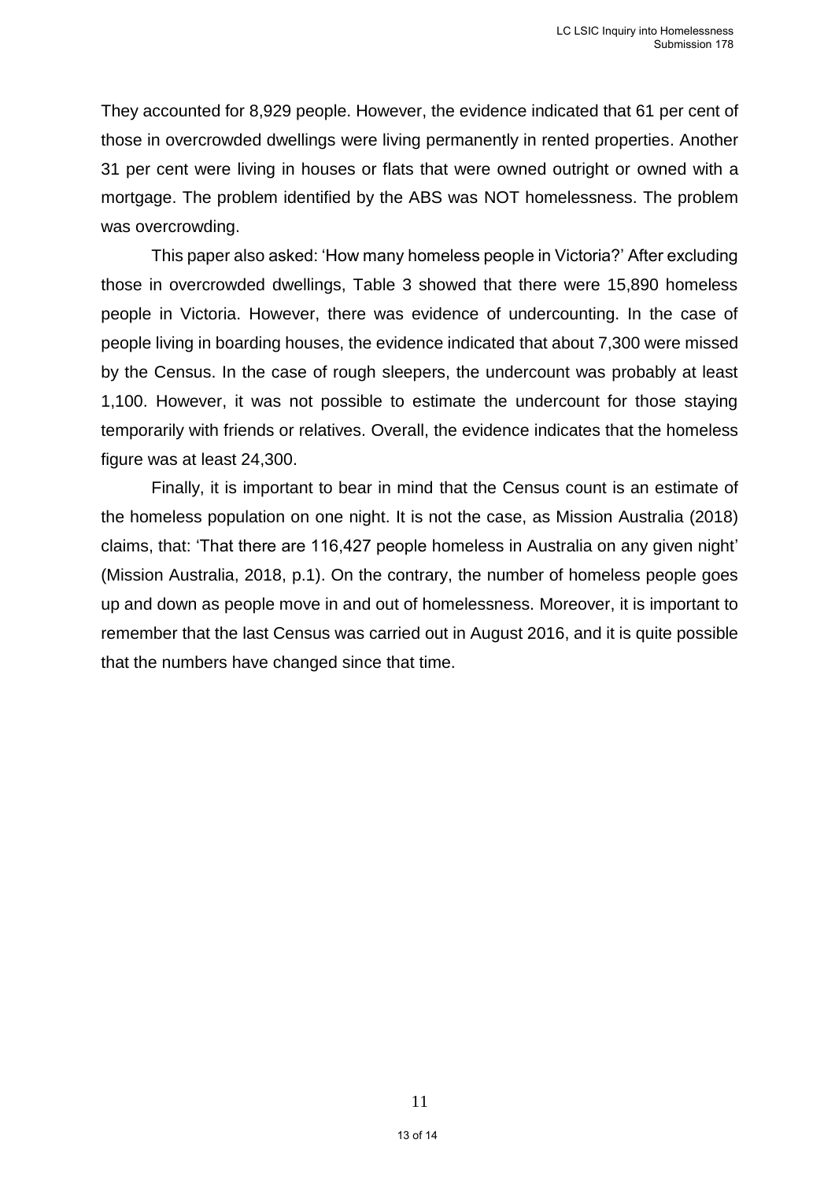They accounted for 8,929 people. However, the evidence indicated that 61 per cent of those in overcrowded dwellings were living permanently in rented properties. Another 31 per cent were living in houses or flats that were owned outright or owned with a mortgage. The problem identified by the ABS was NOT homelessness. The problem was overcrowding.

This paper also asked: 'How many homeless people in Victoria?' After excluding those in overcrowded dwellings, Table 3 showed that there were 15,890 homeless people in Victoria. However, there was evidence of undercounting. In the case of people living in boarding houses, the evidence indicated that about 7,300 were missed by the Census. In the case of rough sleepers, the undercount was probably at least 1,100. However, it was not possible to estimate the undercount for those staying temporarily with friends or relatives. Overall, the evidence indicates that the homeless figure was at least 24,300.

Finally, it is important to bear in mind that the Census count is an estimate of the homeless population on one night. It is not the case, as Mission Australia (2018) claims, that: 'That there are 116,427 people homeless in Australia on any given night' (Mission Australia, 2018, p.1). On the contrary, the number of homeless people goes up and down as people move in and out of homelessness. Moreover, it is important to remember that the last Census was carried out in August 2016, and it is quite possible that the numbers have changed since that time.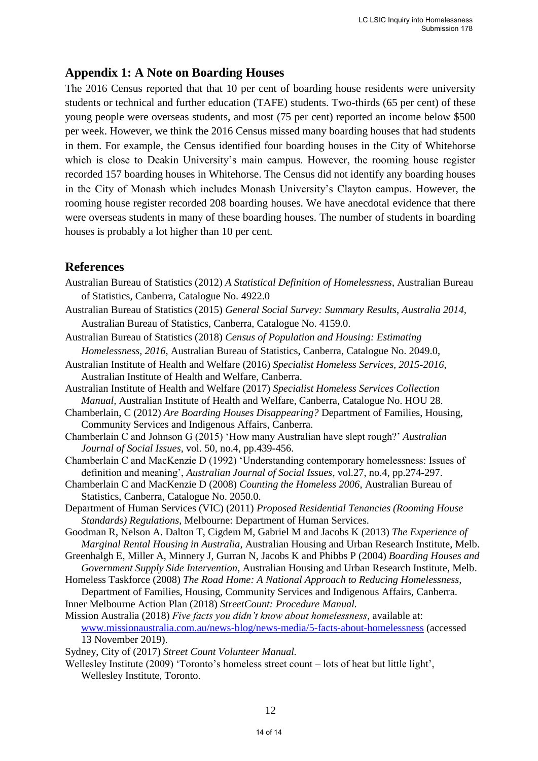## Appendix 1: A Note on Boarding Houses

The 2016 Census reported that that 10 per cent of boarding house residents were university students or technical and further education (TAFE) students. Two-thirds (65 per cent) of these young people were overseas students, and most (75 per cent) reported an income below $500 per week. However, we think the 2016 Census missed many boarding houses that had students in them. For example, the Census identified four boarding houses in the City of Whitehorse which is close to Deakin University's main campus. However, the rooming house register recorded 157 boarding houses in Whitehorse. The Census did not identify any boarding houses in the City of Monash which includes Monash University's Clayton campus. However, the rooming house register recorded 208 boarding houses. We have anecdotal evidence that there were overseas students in many of these boarding houses. The number of students in boarding houses is probably a lot higher than 10 per cent.

## References

Australian Bureau of Statistics (2012) *A Statistical Definition of Homelessness*, Australian Bureau of Statistics, Canberra, Catalogue No. 4922.0

Australian Bureau of Statistics (2015) *General Social Survey: Summary Results, Australia 2014,* Australian Bureau of Statistics, Canberra, Catalogue No. 4159.0.

Australian Bureau of Statistics (2018) *Census of Population and Housing: Estimating Homelessness, 2016,* Australian Bureau of Statistics, Canberra, Catalogue No. 2049.0,

Australian Institute of Health and Welfare (2016) *Specialist Homeless Services, 2015-2016,* Australian Institute of Health and Welfare, Canberra.

Australian Institute of Health and Welfare (2017) *Specialist Homeless Services Collection Manual,* Australian Institute of Health and Welfare, Canberra, Catalogue No. HOU 28.

Chamberlain, C (2012) *Are Boarding Houses Disappearing?* Department of Families, Housing, Community Services and Indigenous Affairs, Canberra.

Chamberlain C and Johnson G (2015) 'How many Australian have slept rough?' *Australian Journal of Social Issues*, vol. 50, no.4, pp.439-456.

Chamberlain C and MacKenzie D (1992) 'Understanding contemporary homelessness: Issues of definition and meaning', *Australian Journal of Social Issues*, vol.27, no.4, pp.274-297.

Chamberlain C and MacKenzie D (2008) *Counting the Homeless 2006,* Australian Bureau of Statistics, Canberra, Catalogue No. 2050.0.

Department of Human Services (VIC) (2011) *Proposed Residential Tenancies (Rooming House Standards) Regulations*, Melbourne: Department of Human Services.

Goodman R, Nelson A. Dalton T, Cigdem M, Gabriel M and Jacobs K (2013) *The Experience of Marginal Rental Housing in Australia*, Australian Housing and Urban Research Institute, Melb.

Greenhalgh E, Miller A, Minnery J, Gurran N, Jacobs K and Phibbs P (2004) *Boarding Houses and Government Supply Side Intervention*, Australian Housing and Urban Research Institute, Melb.

Homeless Taskforce (2008) *The Road Home: A National Approach to Reducing Homelessness*, Department of Families, Housing, Community Services and Indigenous Affairs, Canberra.

Inner Melbourne Action Plan (2018) *StreetCount: Procedure Manual.*

Mission Australia (2018) *Five facts you didn't know about homelessness*, available at: www.missionaustralia.com.au/news-blog/news-media/5-facts-about-homelessness (accessed 13 November 2019).

Sydney, City of (2017) *Street Count Volunteer Manual.*

Wellesley Institute (2009) 'Toronto's homeless street count – lots of heat but little light', Wellesley Institute, Toronto.